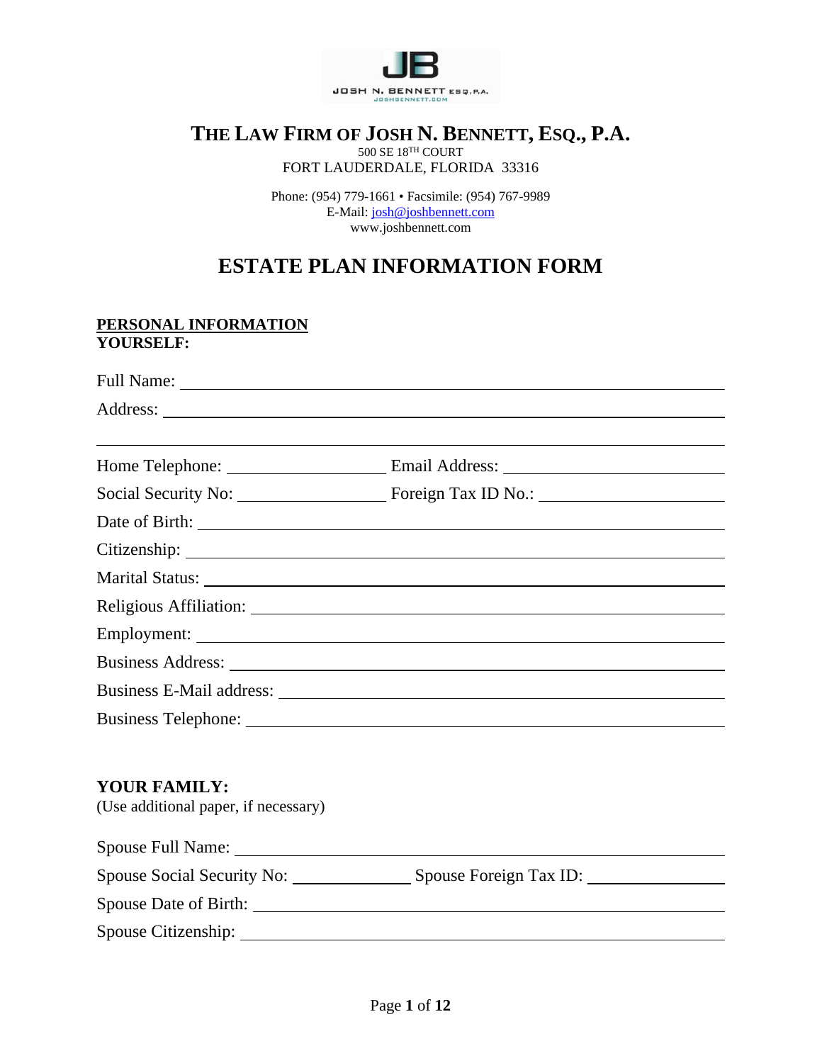# THE LAW FIRM OF JOSH N. BENNETT, ESQ., P.A.

500 SE 18TH COURT
FORT LAUDERDALE, FLORIDA 33316

Phone: (954) 779-1661 • Facsimile: (954) 767-9989
E-Mail: josh@joshbennett.com
www.joshbennett.com

## ESTATE PLAN INFORMATION FORM

**PERSONAL INFORMATION**
**YOURSELF:**

Full Name: ______________________________

Address: ______________________________

______________________________

Home Telephone: ______________ Email Address: ______________

Social Security No: ______________ Foreign Tax ID No.: ______________

Date of Birth: ______________________________

Citizenship: ______________________________

Marital Status: ______________________________

Religious Affiliation: ______________________________

Employment: ______________________________

Business Address: ______________________________

Business E-Mail address: ______________________________

Business Telephone: ______________________________

**YOUR FAMILY:**
(Use additional paper, if necessary)

Spouse Full Name: ______________________________

Spouse Social Security No: ______________ Spouse Foreign Tax ID: ______________

Spouse Date of Birth: ______________________________

Spouse Citizenship: ______________________________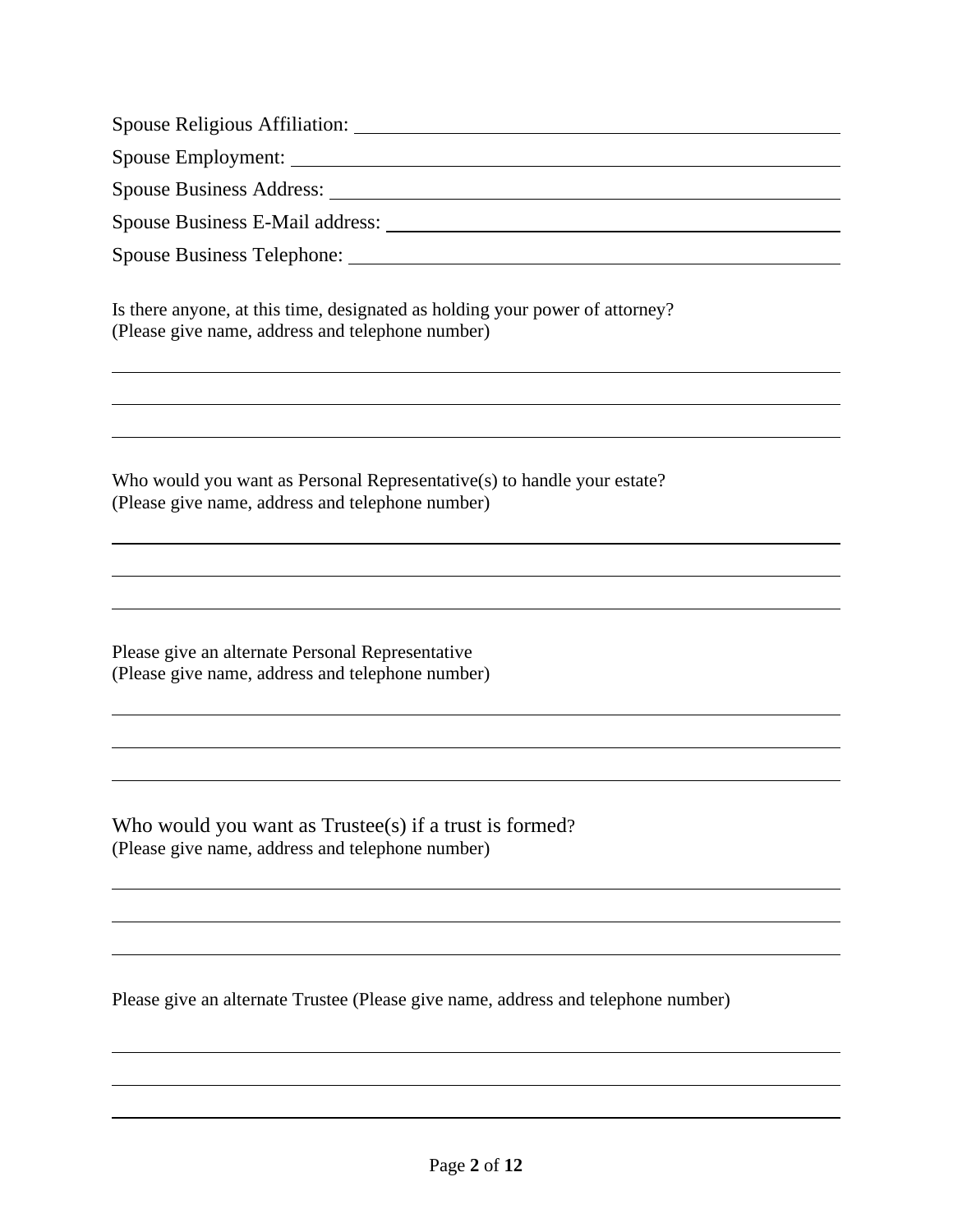Spouse Religious Affiliation: ______________________________________________

Spouse Employment: ______________________________________________

Spouse Business Address: ______________________________________________

Spouse Business E-Mail address: ______________________________________________

Spouse Business Telephone: ______________________________________________

Is there anyone, at this time, designated as holding your power of attorney?
(Please give name, address and telephone number)

______________________________________________________________________________

______________________________________________________________________________

______________________________________________________________________________

Who would you want as Personal Representative(s) to handle your estate?
(Please give name, address and telephone number)

______________________________________________________________________________

______________________________________________________________________________

______________________________________________________________________________

Please give an alternate Personal Representative
(Please give name, address and telephone number)

______________________________________________________________________________

______________________________________________________________________________

______________________________________________________________________________

Who would you want as Trustee(s) if a trust is formed?
(Please give name, address and telephone number)

______________________________________________________________________________

______________________________________________________________________________

______________________________________________________________________________

Please give an alternate Trustee (Please give name, address and telephone number)

______________________________________________________________________________

______________________________________________________________________________

______________________________________________________________________________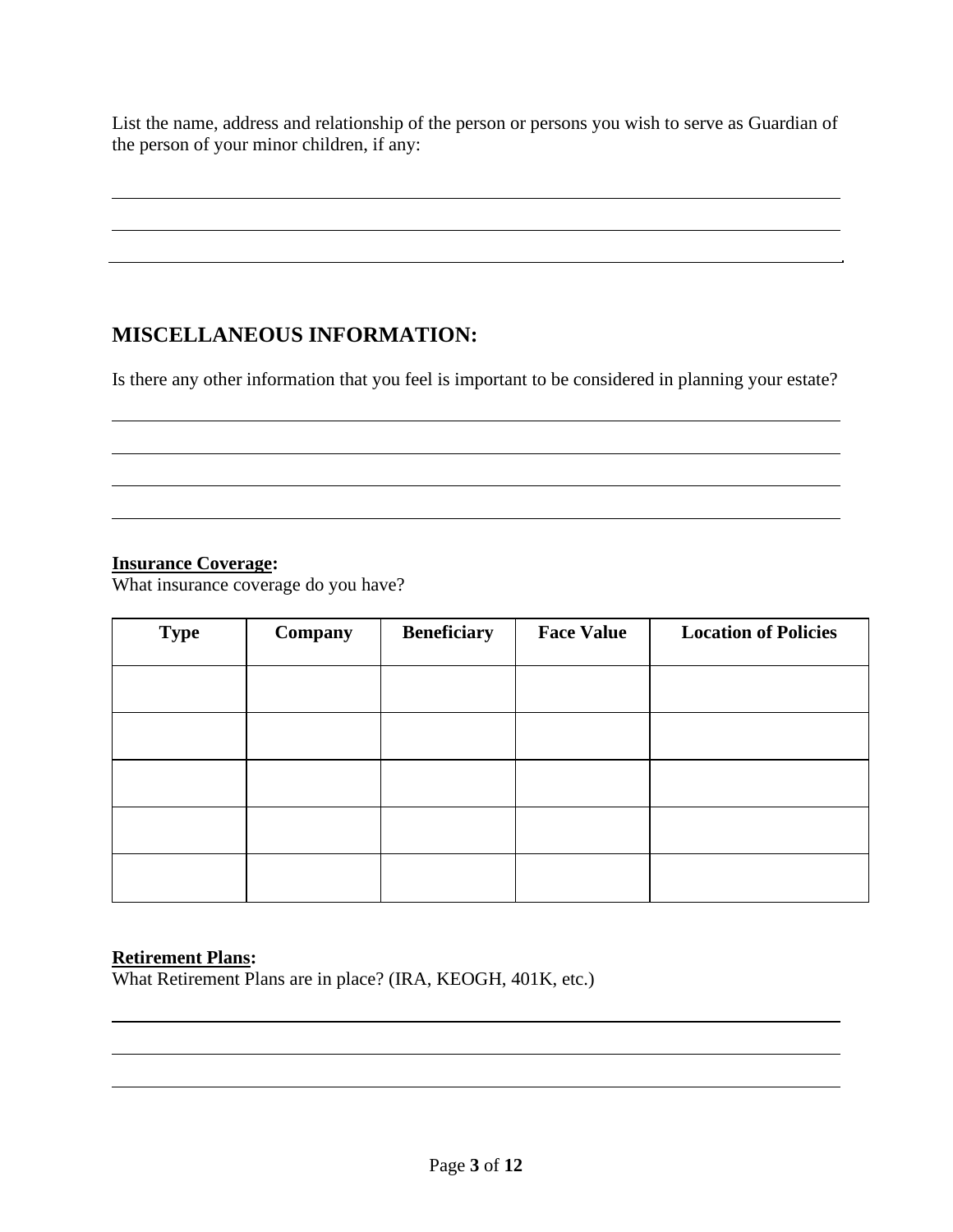List the name, address and relationship of the person or persons you wish to serve as Guardian of the person of your minor children, if any:

## MISCELLANEOUS INFORMATION:

Is there any other information that you feel is important to be considered in planning your estate?

**Insurance Coverage:**
What insurance coverage do you have?

| Type | Company | Beneficiary | Face Value | Location of Policies |
|---|---|---|---|---|
| | | | | |
| | | | | |
| | | | | |
| | | | | |
| | | | | |

**Retirement Plans:**
What Retirement Plans are in place? (IRA, KEOGH, 401K, etc.)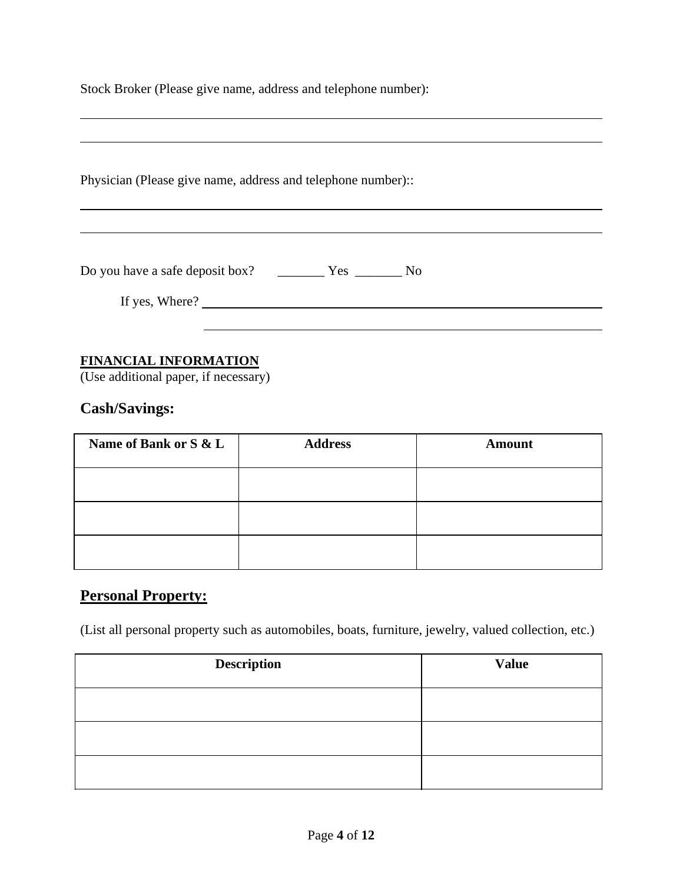Stock Broker (Please give name, address and telephone number):

______________________________________________________________________________

______________________________________________________________________________

Physician (Please give name, address and telephone number)::

______________________________________________________________________________

______________________________________________________________________________

Do you have a safe deposit box? _______ Yes _______ No

If yes, Where? ______________________________________________________________

______________________________________________________________

**FINANCIAL INFORMATION**
(Use additional paper, if necessary)

## Cash/Savings:

| Name of Bank or S & L | Address | Amount |
|---|---|---|
| | | |
| | | |
| | | |

## Personal Property:

(List all personal property such as automobiles, boats, furniture, jewelry, valued collection, etc.)

| Description | Value |
|---|---|
| | |
| | |
| | |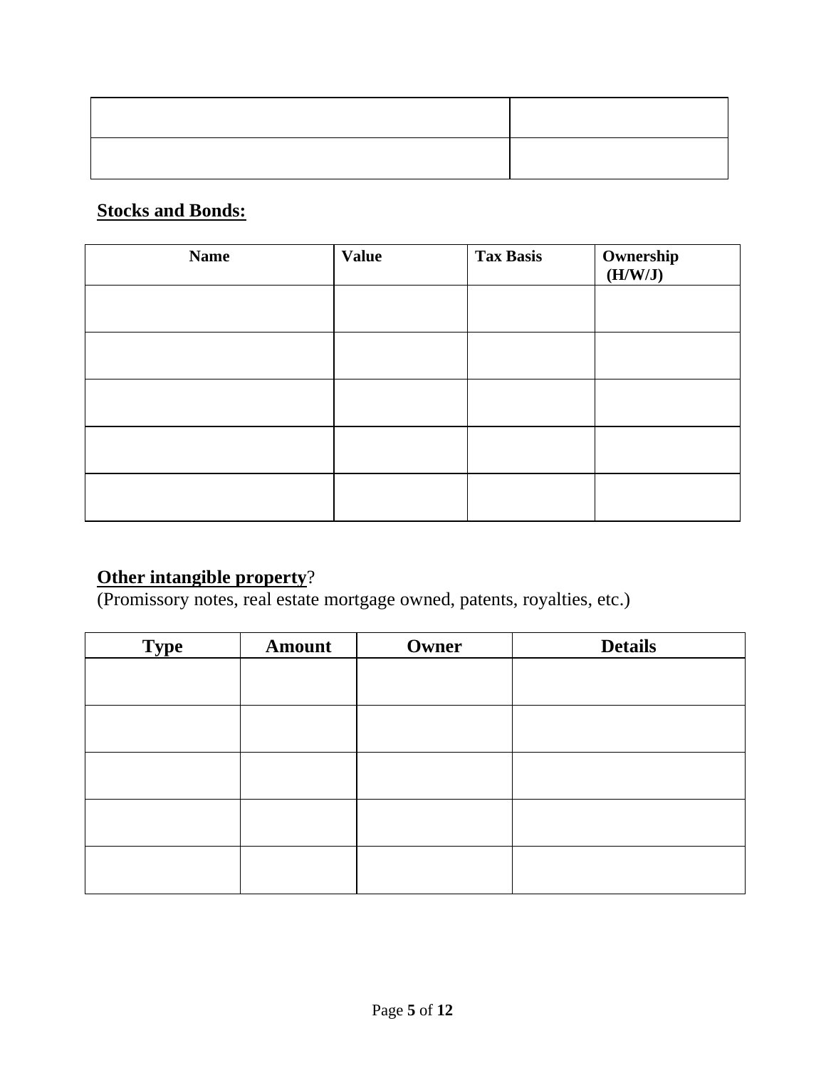| | |
|---|---|
| | |
| | |

**Stocks and Bonds:**

| Name | Value | Tax Basis | Ownership (H/W/J) |
|---|---|---|---|
| | | | |
| | | | |
| | | | |
| | | | |
| | | | |

**Other intangible property**?
(Promissory notes, real estate mortgage owned, patents, royalties, etc.)

| Type | Amount | Owner | Details |
|---|---|---|---|
| | | | |
| | | | |
| | | | |
| | | | |
| | | | |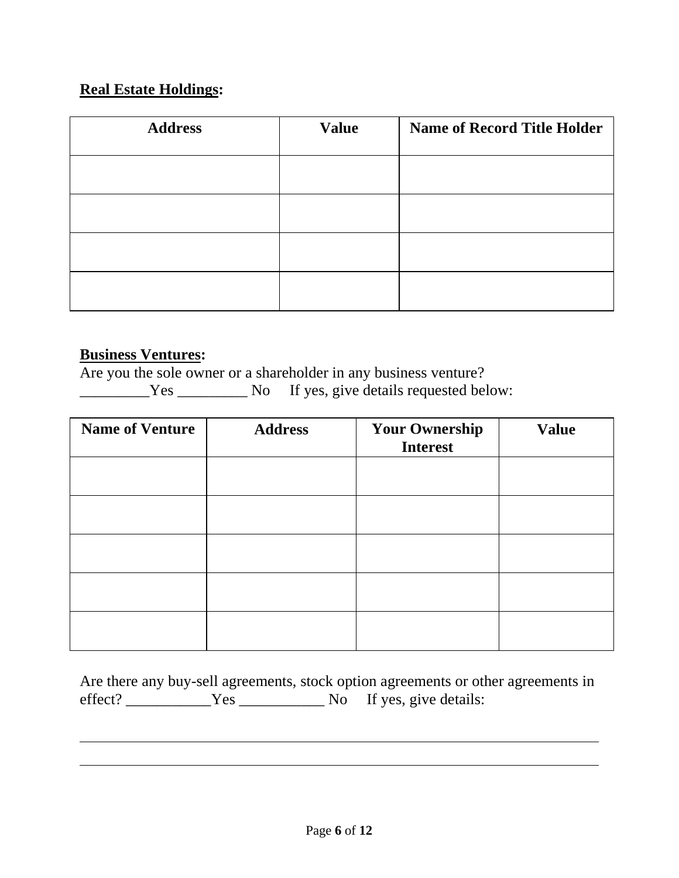**Real Estate Holdings:**

| Address | Value | Name of Record Title Holder |
|---|---|---|
| | | |
| | | |
| | | |
| | | |

**Business Ventures:**

Are you the sole owner or a shareholder in any business venture?
_________Yes _________ No     If yes, give details requested below:

| Name of Venture | Address | Your Ownership Interest | Value |
|---|---|---|---|
| | | | |
| | | | |
| | | | |
| | | | |
| | | | |

Are there any buy-sell agreements, stock option agreements or other agreements in effect? ___________Yes ___________ No     If yes, give details:

_____________________________________________________________________________

_____________________________________________________________________________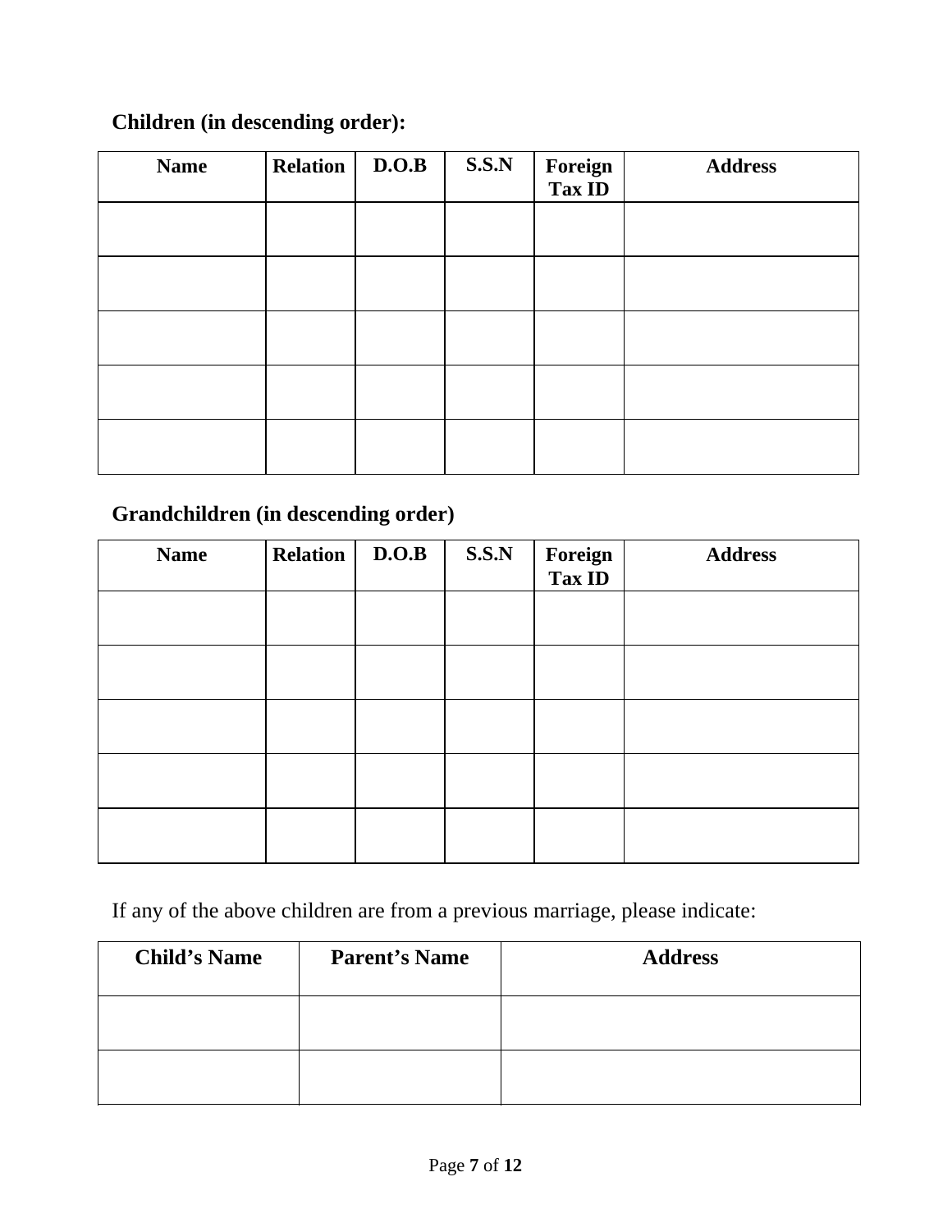**Children (in descending order):**

| Name | Relation | D.O.B | S.S.N | Foreign Tax ID | Address |
|---|---|---|---|---|---|
| | | | | | |
| | | | | | |
| | | | | | |
| | | | | | |
| | | | | | |

**Grandchildren (in descending order)**

| Name | Relation | D.O.B | S.S.N | Foreign Tax ID | Address |
|---|---|---|---|---|---|
| | | | | | |
| | | | | | |
| | | | | | |
| | | | | | |
| | | | | | |

If any of the above children are from a previous marriage, please indicate:

| Child's Name | Parent's Name | Address |
|---|---|---|
| | | |
| | | |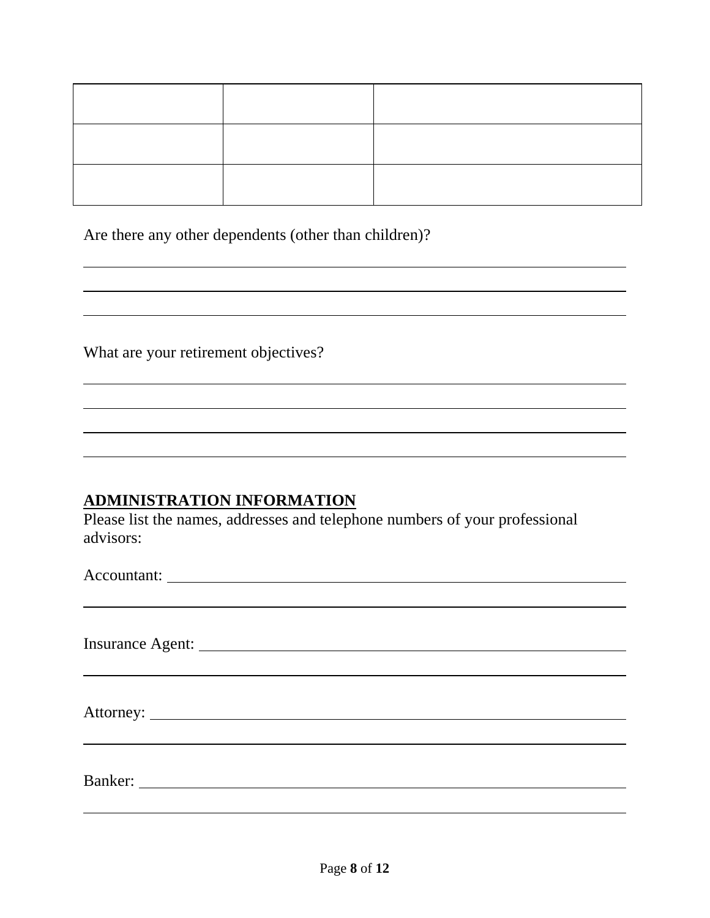| | | |
|---|---|---|
| | | |
| | | |
| | | |

Are there any other dependents (other than children)?

\_\_\_\_\_\_\_\_\_\_\_\_\_\_\_\_\_\_\_\_\_\_\_\_\_\_\_\_\_\_\_\_\_\_\_\_\_\_\_\_\_\_\_\_\_\_\_\_\_\_\_\_\_\_\_\_\_\_\_\_

\_\_\_\_\_\_\_\_\_\_\_\_\_\_\_\_\_\_\_\_\_\_\_\_\_\_\_\_\_\_\_\_\_\_\_\_\_\_\_\_\_\_\_\_\_\_\_\_\_\_\_\_\_\_\_\_\_\_\_\_

\_\_\_\_\_\_\_\_\_\_\_\_\_\_\_\_\_\_\_\_\_\_\_\_\_\_\_\_\_\_\_\_\_\_\_\_\_\_\_\_\_\_\_\_\_\_\_\_\_\_\_\_\_\_\_\_\_\_\_\_

What are your retirement objectives?

\_\_\_\_\_\_\_\_\_\_\_\_\_\_\_\_\_\_\_\_\_\_\_\_\_\_\_\_\_\_\_\_\_\_\_\_\_\_\_\_\_\_\_\_\_\_\_\_\_\_\_\_\_\_\_\_\_\_\_\_

\_\_\_\_\_\_\_\_\_\_\_\_\_\_\_\_\_\_\_\_\_\_\_\_\_\_\_\_\_\_\_\_\_\_\_\_\_\_\_\_\_\_\_\_\_\_\_\_\_\_\_\_\_\_\_\_\_\_\_\_

\_\_\_\_\_\_\_\_\_\_\_\_\_\_\_\_\_\_\_\_\_\_\_\_\_\_\_\_\_\_\_\_\_\_\_\_\_\_\_\_\_\_\_\_\_\_\_\_\_\_\_\_\_\_\_\_\_\_\_\_

\_\_\_\_\_\_\_\_\_\_\_\_\_\_\_\_\_\_\_\_\_\_\_\_\_\_\_\_\_\_\_\_\_\_\_\_\_\_\_\_\_\_\_\_\_\_\_\_\_\_\_\_\_\_\_\_\_\_\_\_

## ADMINISTRATION INFORMATION

Please list the names, addresses and telephone numbers of your professional advisors:

Accountant: \_\_\_\_\_\_\_\_\_\_\_\_\_\_\_\_\_\_\_\_\_\_\_\_\_\_\_\_\_\_\_\_\_\_\_\_\_\_\_\_\_\_\_\_\_\_\_\_\_\_

\_\_\_\_\_\_\_\_\_\_\_\_\_\_\_\_\_\_\_\_\_\_\_\_\_\_\_\_\_\_\_\_\_\_\_\_\_\_\_\_\_\_\_\_\_\_\_\_\_\_\_\_\_\_\_\_\_\_\_\_

Insurance Agent: \_\_\_\_\_\_\_\_\_\_\_\_\_\_\_\_\_\_\_\_\_\_\_\_\_\_\_\_\_\_\_\_\_\_\_\_\_\_\_\_\_\_\_\_\_

\_\_\_\_\_\_\_\_\_\_\_\_\_\_\_\_\_\_\_\_\_\_\_\_\_\_\_\_\_\_\_\_\_\_\_\_\_\_\_\_\_\_\_\_\_\_\_\_\_\_\_\_\_\_\_\_\_\_\_\_

Attorney: \_\_\_\_\_\_\_\_\_\_\_\_\_\_\_\_\_\_\_\_\_\_\_\_\_\_\_\_\_\_\_\_\_\_\_\_\_\_\_\_\_\_\_\_\_\_\_\_\_\_\_\_

\_\_\_\_\_\_\_\_\_\_\_\_\_\_\_\_\_\_\_\_\_\_\_\_\_\_\_\_\_\_\_\_\_\_\_\_\_\_\_\_\_\_\_\_\_\_\_\_\_\_\_\_\_\_\_\_\_\_\_\_

Banker: \_\_\_\_\_\_\_\_\_\_\_\_\_\_\_\_\_\_\_\_\_\_\_\_\_\_\_\_\_\_\_\_\_\_\_\_\_\_\_\_\_\_\_\_\_\_\_\_\_\_\_\_\_\_

\_\_\_\_\_\_\_\_\_\_\_\_\_\_\_\_\_\_\_\_\_\_\_\_\_\_\_\_\_\_\_\_\_\_\_\_\_\_\_\_\_\_\_\_\_\_\_\_\_\_\_\_\_\_\_\_\_\_\_\_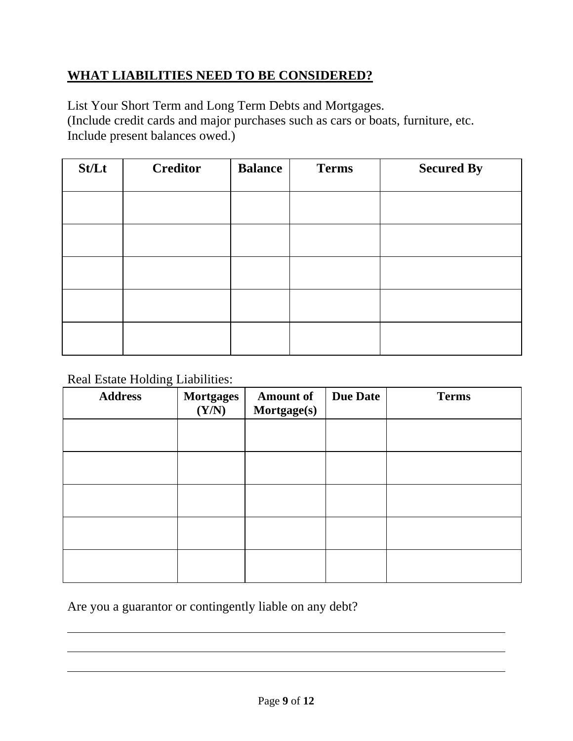## WHAT LIABILITIES NEED TO BE CONSIDERED?

List Your Short Term and Long Term Debts and Mortgages.
(Include credit cards and major purchases such as cars or boats, furniture, etc. Include present balances owed.)

| St/Lt | Creditor | Balance | Terms | Secured By |
|---|---|---|---|---|
| | | | | |
| | | | | |
| | | | | |
| | | | | |
| | | | | |

Real Estate Holding Liabilities:

| Address | Mortgages (Y/N) | Amount of Mortgage(s) | Due Date | Terms |
|---|---|---|---|---|
| | | | | |
| | | | | |
| | | | | |
| | | | | |
| | | | | |

Are you a guarantor or contingently liable on any debt?

______________________________________________________________________

______________________________________________________________________

______________________________________________________________________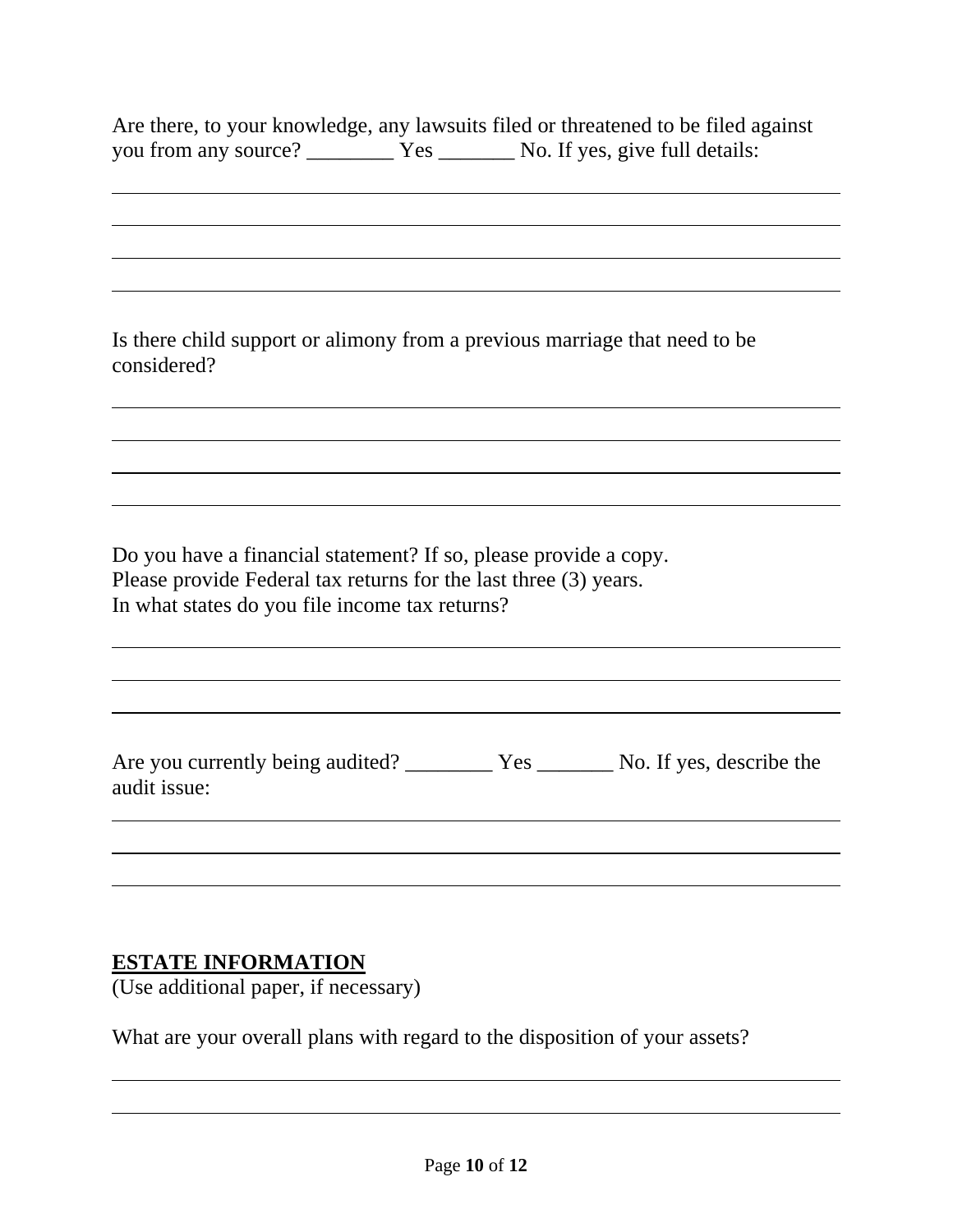Are there, to your knowledge, any lawsuits filed or threatened to be filed against you from any source? ________ Yes _______ No. If yes, give full details:

______________________________________________________________________

______________________________________________________________________

______________________________________________________________________

______________________________________________________________________

Is there child support or alimony from a previous marriage that need to be considered?

______________________________________________________________________

______________________________________________________________________

______________________________________________________________________

______________________________________________________________________

Do you have a financial statement? If so, please provide a copy.
Please provide Federal tax returns for the last three (3) years.
In what states do you file income tax returns?

______________________________________________________________________

______________________________________________________________________

______________________________________________________________________

Are you currently being audited? ________ Yes _______ No. If yes, describe the audit issue:

______________________________________________________________________

______________________________________________________________________

______________________________________________________________________

## **ESTATE INFORMATION**

(Use additional paper, if necessary)

What are your overall plans with regard to the disposition of your assets?

______________________________________________________________________

______________________________________________________________________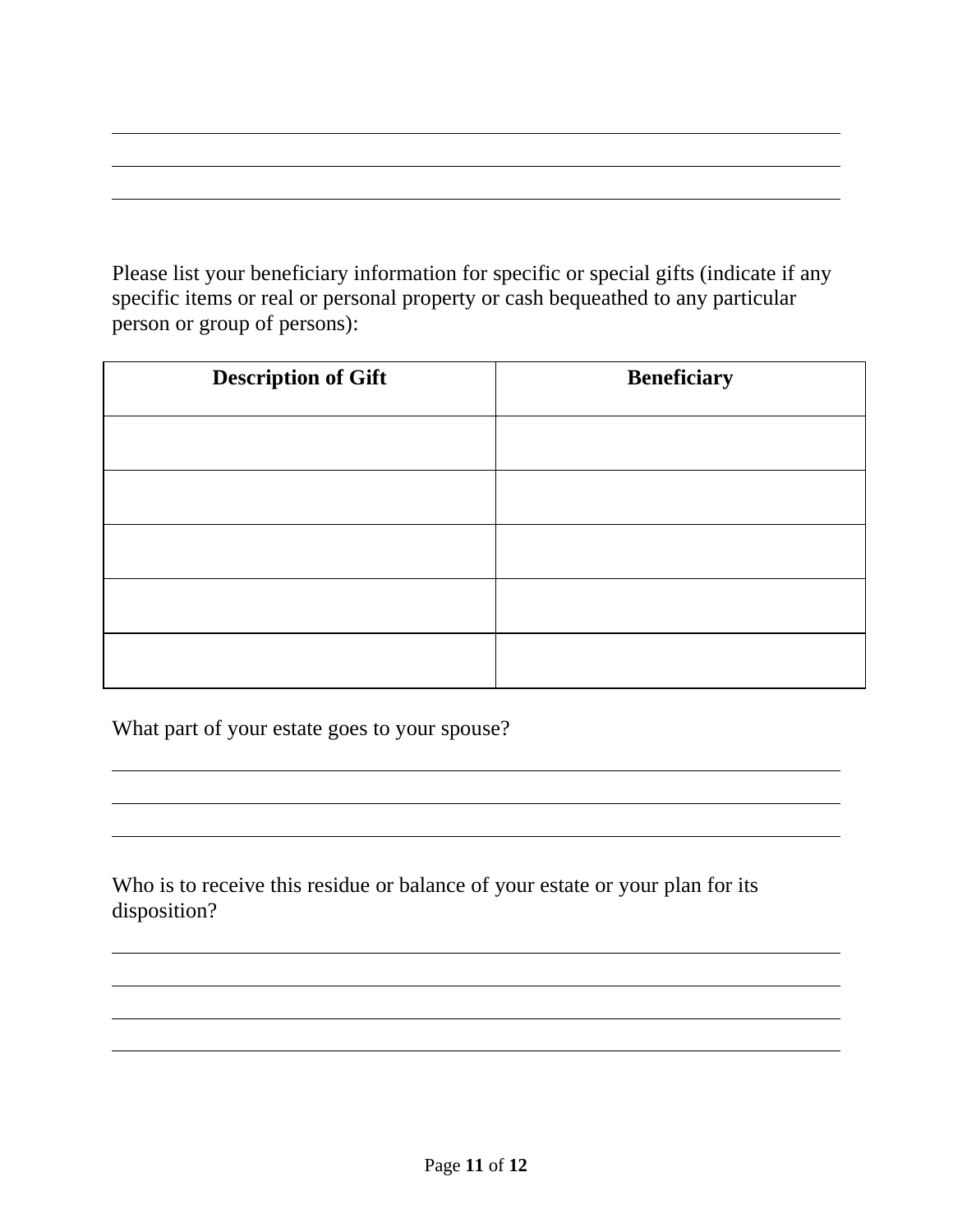Please list your beneficiary information for specific or special gifts (indicate if any specific items or real or personal property or cash bequeathed to any particular person or group of persons):

| Description of Gift | Beneficiary |
|---|---|
| | |
| | |
| | |
| | |
| | |

What part of your estate goes to your spouse?

Who is to receive this residue or balance of your estate or your plan for its disposition?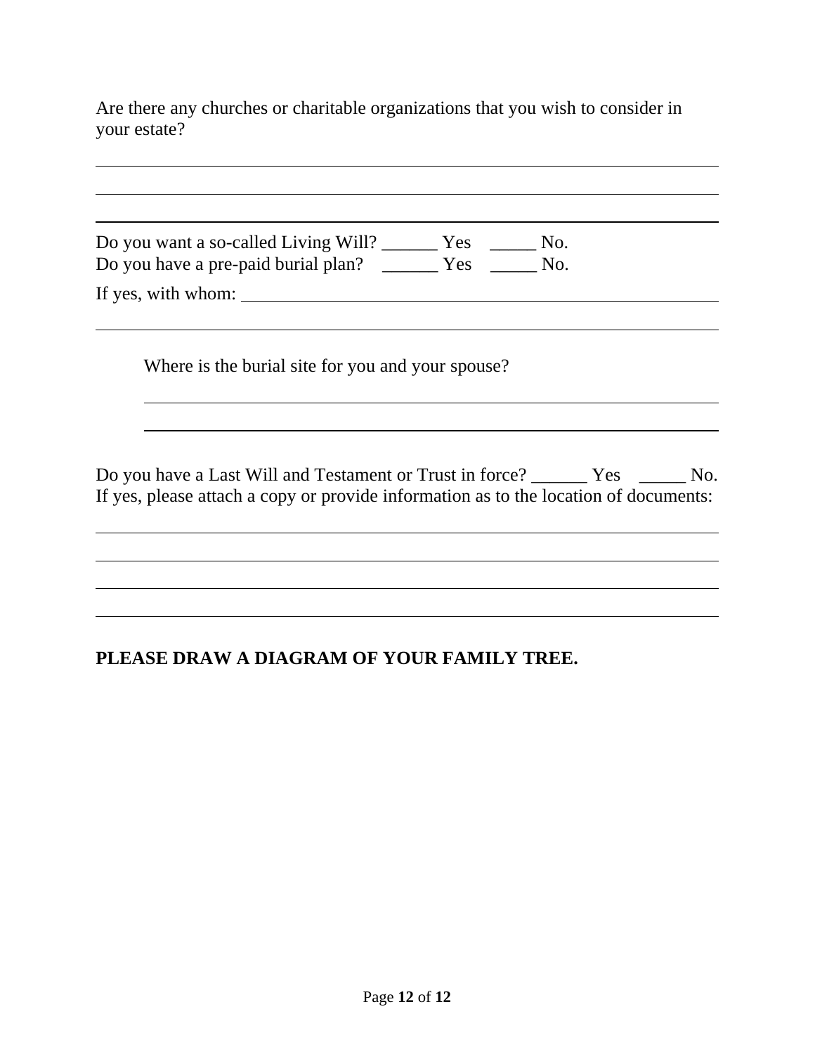Are there any churches or charitable organizations that you wish to consider in your estate?

\_\_\_\_\_\_\_\_\_\_\_\_\_\_\_\_\_\_\_\_\_\_\_\_\_\_\_\_\_\_\_\_\_\_\_\_\_\_\_\_\_\_\_\_\_\_\_\_\_\_\_\_\_\_\_\_\_\_\_\_\_\_\_\_\_\_\_\_\_\_

\_\_\_\_\_\_\_\_\_\_\_\_\_\_\_\_\_\_\_\_\_\_\_\_\_\_\_\_\_\_\_\_\_\_\_\_\_\_\_\_\_\_\_\_\_\_\_\_\_\_\_\_\_\_\_\_\_\_\_\_\_\_\_\_\_\_\_\_\_\_

\_\_\_\_\_\_\_\_\_\_\_\_\_\_\_\_\_\_\_\_\_\_\_\_\_\_\_\_\_\_\_\_\_\_\_\_\_\_\_\_\_\_\_\_\_\_\_\_\_\_\_\_\_\_\_\_\_\_\_\_\_\_\_\_\_\_\_\_\_\_

Do you want a so-called Living Will? ______ Yes _____ No.
Do you have a pre-paid burial plan? ______ Yes _____ No.

If yes, with whom: \_\_\_\_\_\_\_\_\_\_\_\_\_\_\_\_\_\_\_\_\_\_\_\_\_\_\_\_\_\_\_\_\_\_\_\_\_\_\_\_\_\_\_\_\_\_\_\_\_\_\_\_

\_\_\_\_\_\_\_\_\_\_\_\_\_\_\_\_\_\_\_\_\_\_\_\_\_\_\_\_\_\_\_\_\_\_\_\_\_\_\_\_\_\_\_\_\_\_\_\_\_\_\_\_\_\_\_\_\_\_\_\_\_\_\_\_\_\_\_\_\_\_

Where is the burial site for you and your spouse?

\_\_\_\_\_\_\_\_\_\_\_\_\_\_\_\_\_\_\_\_\_\_\_\_\_\_\_\_\_\_\_\_\_\_\_\_\_\_\_\_\_\_\_\_\_\_\_\_\_\_\_\_\_\_\_\_\_\_\_\_\_\_\_\_\_\_

\_\_\_\_\_\_\_\_\_\_\_\_\_\_\_\_\_\_\_\_\_\_\_\_\_\_\_\_\_\_\_\_\_\_\_\_\_\_\_\_\_\_\_\_\_\_\_\_\_\_\_\_\_\_\_\_\_\_\_\_\_\_\_\_\_\_

Do you have a Last Will and Testament or Trust in force? ______ Yes _____ No.
If yes, please attach a copy or provide information as to the location of documents:

\_\_\_\_\_\_\_\_\_\_\_\_\_\_\_\_\_\_\_\_\_\_\_\_\_\_\_\_\_\_\_\_\_\_\_\_\_\_\_\_\_\_\_\_\_\_\_\_\_\_\_\_\_\_\_\_\_\_\_\_\_\_\_\_\_\_\_\_\_\_

\_\_\_\_\_\_\_\_\_\_\_\_\_\_\_\_\_\_\_\_\_\_\_\_\_\_\_\_\_\_\_\_\_\_\_\_\_\_\_\_\_\_\_\_\_\_\_\_\_\_\_\_\_\_\_\_\_\_\_\_\_\_\_\_\_\_\_\_\_\_

\_\_\_\_\_\_\_\_\_\_\_\_\_\_\_\_\_\_\_\_\_\_\_\_\_\_\_\_\_\_\_\_\_\_\_\_\_\_\_\_\_\_\_\_\_\_\_\_\_\_\_\_\_\_\_\_\_\_\_\_\_\_\_\_\_\_\_\_\_\_

\_\_\_\_\_\_\_\_\_\_\_\_\_\_\_\_\_\_\_\_\_\_\_\_\_\_\_\_\_\_\_\_\_\_\_\_\_\_\_\_\_\_\_\_\_\_\_\_\_\_\_\_\_\_\_\_\_\_\_\_\_\_\_\_\_\_\_\_\_\_

**PLEASE DRAW A DIAGRAM OF YOUR FAMILY TREE.**